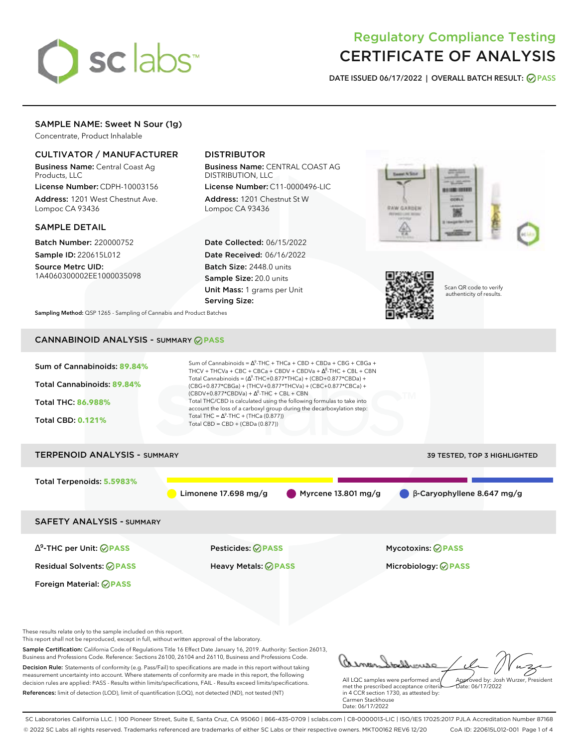# Regulatory Compliance Testing
# CERTIFICATE OF ANALYSIS

**DATE ISSUED 06/17/2022 | OVERALL BATCH RESULT: PASS**

## SAMPLE NAME: Sweet N Sour (1g)

Concentrate, Product Inhalable

### CULTIVATOR / MANUFACTURER

**Business Name:** Central Coast Ag Products, LLC

**License Number:** CDPH-10003156

**Address:** 1201 West Chestnut Ave. Lompoc CA 93436

### DISTRIBUTOR

**Business Name:** CENTRAL COAST AG DISTRIBUTION, LLC

**License Number:** C11-0000496-LIC

**Address:** 1201 Chestnut St W Lompoc CA 93436

### SAMPLE DETAIL

**Batch Number:** 220000752

**Sample ID:** 220615L012

**Source Metrc UID:** 1A4060300002EE1000035098

**Date Collected:** 06/15/2022

**Date Received:** 06/16/2022

**Batch Size:** 2448.0 units

**Sample Size:** 20.0 units

**Unit Mass:** 1 grams per Unit

**Serving Size:**

Scan QR code to verify authenticity of results.

**Sampling Method:** QSP 1265 - Sampling of Cannabis and Product Batches

## CANNABINOID ANALYSIS - SUMMARY PASS

**Sum of Cannabinoids:** 89.84%

**Total Cannabinoids:** 89.84%

**Total THC:** 86.988%

**Total CBD:** 0.121%

Sum of Cannabinoids = $\Delta^9$-THC + THCa + CBD + CBDa + CBG + CBGa + THCV + THCVa + CBC + CBCa + CBDV + CBDVa + $\Delta^8$-THC + CBL + CBN

Total Cannabinoids = ($\Delta^9$-THC+0.877*THCa) + (CBD+0.877*CBDa) + (CBG+0.877*CBGa) + (THCV+0.877*THCVa) + (CBC+0.877*CBCa) + (CBDV+0.877*CBDVa) + $\Delta^8$-THC + CBL + CBN

Total THC/CBD is calculated using the following formulas to take into account the loss of a carboxyl group during the decarboxylation step:

Total THC = $\Delta^9$-THC + (THCa (0.877))

Total CBD = CBD + (CBDa (0.877))

## TERPENOID ANALYSIS - SUMMARY

39 TESTED, TOP 3 HIGHLIGHTED

**Total Terpenoids:** 5.5983%

Limonene 17.698 mg/g | Myrcene 13.801 mg/g | β-Caryophyllene 8.647 mg/g

## SAFETY ANALYSIS - SUMMARY

| | | |
|---|---|---|
| $\Delta^9$-THC per Unit: PASS | Pesticides: PASS | Mycotoxins: PASS |
| Residual Solvents: PASS | Heavy Metals: PASS | Microbiology: PASS |
| Foreign Material: PASS | | |

These results relate only to the sample included on this report.

This report shall not be reproduced, except in full, without written approval of the laboratory.

**Sample Certification:** California Code of Regulations Title 16 Effect Date January 16, 2019. Authority: Section 26013, Business and Professions Code. Reference: Sections 26100, 26104 and 26110, Business and Professions Code.

**Decision Rule:** Statements of conformity (e.g. Pass/Fail) to specifications are made in this report without taking measurement uncertainty into account. Where statements of conformity are made in this report, the following decision rules are applied: PASS - Results within limits/specifications, FAIL - Results exceed limits/specifications.

**References:** limit of detection (LOD), limit of quantification (LOQ), not detected (ND), not tested (NT)

All LQC samples were performed and met the prescribed acceptance criteria in 4 CCR section 1730, as attested by: Carmen Stackhouse
Date: 06/17/2022

Approved by: Josh Wurzer, President
Date: 06/17/2022

SC Laboratories California LLC. | 100 Pioneer Street, Suite E, Santa Cruz, CA 95060 | 866-435-0709 | sclabs.com | C8-0000013-LIC | ISO/IES 17025:2017 PJLA Accreditation Number 87168

© 2022 SC Labs all rights reserved. Trademarks referenced are trademarks of either SC Labs or their respective owners. MKT00162 REV6 12/20 CoA ID: 220615L012-001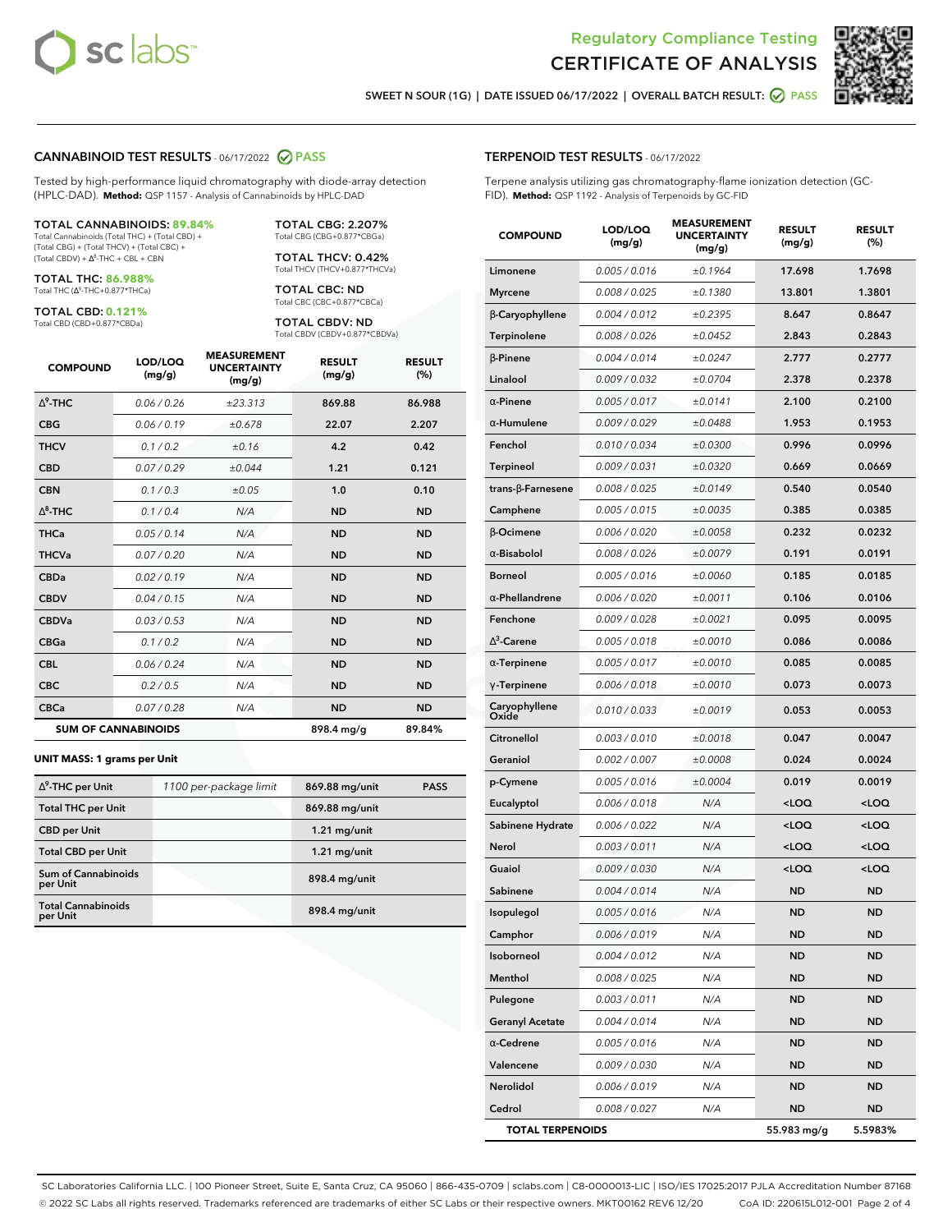Regulatory Compliance Testing
# CERTIFICATE OF ANALYSIS

SWEET N SOUR (1G) | DATE ISSUED 06/17/2022 | OVERALL BATCH RESULT: PASS

## CANNABINOID TEST RESULTS - 06/17/2022 PASS

Tested by high-performance liquid chromatography with diode-array detection (HPLC-DAD). **Method:** QSP 1157 - Analysis of Cannabinoids by HPLC-DAD

**TOTAL CANNABINOIDS: 89.84%**
Total Cannabinoids (Total THC) + (Total CBD) + (Total CBG) + (Total THCV) + (Total CBC) + (Total CBDV) + $\Delta^8$-THC + CBL + CBN

**TOTAL THC: 86.988%**
Total THC ($\Delta^9$-THC+0.877*THCa)

**TOTAL CBD: 0.121%**
Total CBD (CBD+0.877*CBDa)

**TOTAL CBG: 2.207%**
Total CBG (CBG+0.877*CBGa)

**TOTAL THCV: 0.42%**
Total THCV (THCV+0.877*THCVa)

**TOTAL CBC: ND**
Total CBC (CBC+0.877*CBCa)

**TOTAL CBDV: ND**
Total CBDV (CBDV+0.877*CBDVa)

| COMPOUND | LOD/LOQ (mg/g) | MEASUREMENT UNCERTAINTY (mg/g) | RESULT (mg/g) | RESULT (%) |
|---|---|---|---|---|
| $\Delta^9$-THC | 0.06 / 0.26 | ±23.313 | 869.88 | 86.988 |
| CBG | 0.06 / 0.19 | ±0.678 | 22.07 | 2.207 |
| THCV | 0.1 / 0.2 | ±0.16 | 4.2 | 0.42 |
| CBD | 0.07 / 0.29 | ±0.044 | 1.21 | 0.121 |
| CBN | 0.1 / 0.3 | ±0.05 | 1.0 | 0.10 |
| $\Delta^8$-THC | 0.1 / 0.4 | N/A | ND | ND |
| THCa | 0.05 / 0.14 | N/A | ND | ND |
| THCVa | 0.07 / 0.20 | N/A | ND | ND |
| CBDa | 0.02 / 0.19 | N/A | ND | ND |
| CBDV | 0.04 / 0.15 | N/A | ND | ND |
| CBDVa | 0.03 / 0.53 | N/A | ND | ND |
| CBGa | 0.1 / 0.2 | N/A | ND | ND |
| CBL | 0.06 / 0.24 | N/A | ND | ND |
| CBC | 0.2 / 0.5 | N/A | ND | ND |
| CBCa | 0.07 / 0.28 | N/A | ND | ND |
| **SUM OF CANNABINOIDS** | | | 898.4 mg/g | 89.84% |

**UNIT MASS: 1 grams per Unit**

| | | | |
|---|---|---|---|
| $\Delta^9$-THC per Unit | 1100 per-package limit | 869.88 mg/unit | PASS |
| Total THC per Unit | | 869.88 mg/unit | |
| CBD per Unit | | 1.21 mg/unit | |
| Total CBD per Unit | | 1.21 mg/unit | |
| Sum of Cannabinoids per Unit | | 898.4 mg/unit | |
| Total Cannabinoids per Unit | | 898.4 mg/unit | |

## TERPENOID TEST RESULTS - 06/17/2022

Terpene analysis utilizing gas chromatography-flame ionization detection (GC-FID). **Method:** QSP 1192 - Analysis of Terpenoids by GC-FID

| COMPOUND | LOD/LOQ (mg/g) | MEASUREMENT UNCERTAINTY (mg/g) | RESULT (mg/g) | RESULT (%) |
|---|---|---|---|---|
| Limonene | 0.005 / 0.016 | ±0.1964 | 17.698 | 1.7698 |
| Myrcene | 0.008 / 0.025 | ±0.1380 | 13.801 | 1.3801 |
| β-Caryophyllene | 0.004 / 0.012 | ±0.2395 | 8.647 | 0.8647 |
| Terpinolene | 0.008 / 0.026 | ±0.0452 | 2.843 | 0.2843 |
| β-Pinene | 0.004 / 0.014 | ±0.0247 | 2.777 | 0.2777 |
| Linalool | 0.009 / 0.032 | ±0.0704 | 2.378 | 0.2378 |
| α-Pinene | 0.005 / 0.017 | ±0.0141 | 2.100 | 0.2100 |
| α-Humulene | 0.009 / 0.029 | ±0.0488 | 1.953 | 0.1953 |
| Fenchol | 0.010 / 0.034 | ±0.0300 | 0.996 | 0.0996 |
| Terpineol | 0.009 / 0.031 | ±0.0320 | 0.669 | 0.0669 |
| trans-β-Farnesene | 0.008 / 0.025 | ±0.0149 | 0.540 | 0.0540 |
| Camphene | 0.005 / 0.015 | ±0.0035 | 0.385 | 0.0385 |
| β-Ocimene | 0.006 / 0.020 | ±0.0058 | 0.232 | 0.0232 |
| α-Bisabolol | 0.008 / 0.026 | ±0.0079 | 0.191 | 0.0191 |
| Borneol | 0.005 / 0.016 | ±0.0060 | 0.185 | 0.0185 |
| α-Phellandrene | 0.006 / 0.020 | ±0.0011 | 0.106 | 0.0106 |
| Fenchone | 0.009 / 0.028 | ±0.0021 | 0.095 | 0.0095 |
| $\Delta^3$-Carene | 0.005 / 0.018 | ±0.0010 | 0.086 | 0.0086 |
| α-Terpinene | 0.005 / 0.017 | ±0.0010 | 0.085 | 0.0085 |
| γ-Terpinene | 0.006 / 0.018 | ±0.0010 | 0.073 | 0.0073 |
| Caryophyllene Oxide | 0.010 / 0.033 | ±0.0019 | 0.053 | 0.0053 |
| Citronellol | 0.003 / 0.010 | ±0.0018 | 0.047 | 0.0047 |
| Geraniol | 0.002 / 0.007 | ±0.0008 | 0.024 | 0.0024 |
| p-Cymene | 0.005 / 0.016 | ±0.0004 | 0.019 | 0.0019 |
| Eucalyptol | 0.006 / 0.018 | N/A | <LOQ | <LOQ |
| Sabinene Hydrate | 0.006 / 0.022 | N/A | <LOQ | <LOQ |
| Nerol | 0.003 / 0.011 | N/A | <LOQ | <LOQ |
| Guaiol | 0.009 / 0.030 | N/A | <LOQ | <LOQ |
| Sabinene | 0.004 / 0.014 | N/A | ND | ND |
| Isopulegol | 0.005 / 0.016 | N/A | ND | ND |
| Camphor | 0.006 / 0.019 | N/A | ND | ND |
| Isoborneol | 0.004 / 0.012 | N/A | ND | ND |
| Menthol | 0.008 / 0.025 | N/A | ND | ND |
| Pulegone | 0.003 / 0.011 | N/A | ND | ND |
| Geranyl Acetate | 0.004 / 0.014 | N/A | ND | ND |
| α-Cedrene | 0.005 / 0.016 | N/A | ND | ND |
| Valencene | 0.009 / 0.030 | N/A | ND | ND |
| Nerolidol | 0.006 / 0.019 | N/A | ND | ND |
| Cedrol | 0.008 / 0.027 | N/A | ND | ND |
| **TOTAL TERPENOIDS** | | | 55.983 mg/g | 5.5983% |

SC Laboratories California LLC. | 100 Pioneer Street, Suite E, Santa Cruz, CA 95060 | 866-435-0709 | sclabs.com | C8-0000013-LIC | ISO/IES 17025:2017 PJLA Accreditation Number 87168
© 2022 SC Labs all rights reserved. Trademarks referenced are trademarks of either SC Labs or their respective owners. MKT00162 REV6 12/20 CoA ID: 220615L012-001